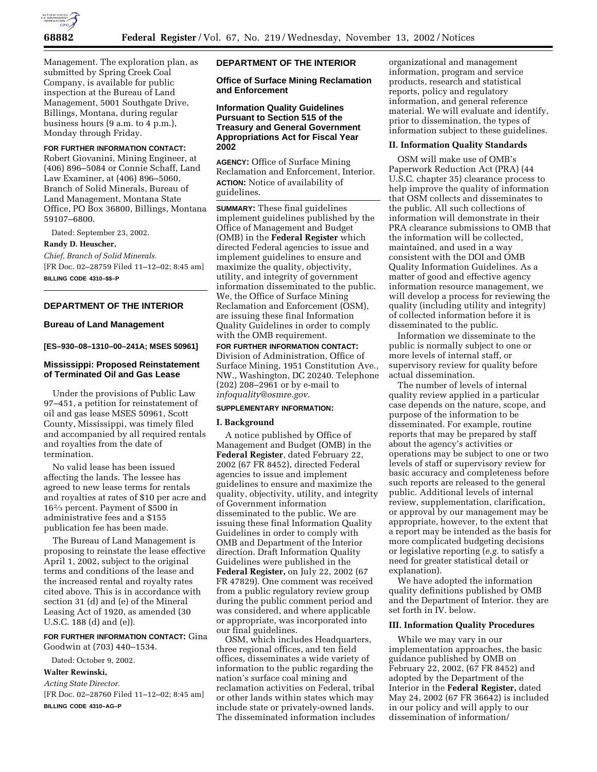Management. The exploration plan, as submitted by Spring Creek Coal Company, is available for public inspection at the Bureau of Land Management, 5001 Southgate Drive, Billings, Montana, during regular business hours (9 a.m. to 4 p.m.), Monday through Friday.

**FOR FURTHER INFORMATION CONTACT:** Robert Giovanini, Mining Engineer, at (406) 896–5084 or Connie Schaff, Land Law Examiner, at (406) 896–5060, Branch of Solid Minerals, Bureau of Land Management, Montana State Office, PO Box 36800, Billings, Montana 59107–6800.

Dated: September 23, 2002.

**Randy D. Heuscher,**

*Chief, Branch of Solid Minerals.*

[FR Doc. 02–28759 Filed 11–12–02; 8:45 am]

**BILLING CODE 4310–$$–P**

---

## DEPARTMENT OF THE INTERIOR

### Bureau of Land Management

**[ES–930–08–1310–00–241A; MSES 50961]**

### Mississippi: Proposed Reinstatement of Terminated Oil and Gas Lease

Under the provisions of Public Law 97–451, a petition for reinstatement of oil and gas lease MSES 50961, Scott County, Mississippi, was timely filed and accompanied by all required rentals and royalties from the date of termination.

No valid lease has been issued affecting the lands. The lessee has agreed to new lease terms for rentals and royalties at rates of $10 per acre and 16⅔ percent. Payment of $500 in administrative fees and a $155 publication fee has been made.

The Bureau of Land Management is proposing to reinstate the lease effective April 1, 2002, subject to the original terms and conditions of the lease and the increased rental and royalty rates cited above. This is in accordance with section 31 (d) and (e) of the Mineral Leasing Act of 1920, as amended (30 U.S.C. 188 (d) and (e)).

**FOR FURTHER INFORMATION CONTACT:** Gina Goodwin at (703) 440–1534.

Dated: October 9, 2002.

**Walter Rewinski,**

*Acting State Director.*

[FR Doc. 02–28760 Filed 11–12–02; 8:45 am]

**BILLING CODE 4310–AG–P**

---

## DEPARTMENT OF THE INTERIOR

### Office of Surface Mining Reclamation and Enforcement

### Information Quality Guidelines Pursuant to Section 515 of the Treasury and General Government Appropriations Act for Fiscal Year 2002

**AGENCY:** Office of Surface Mining Reclamation and Enforcement, Interior.

**ACTION:** Notice of availability of guidelines.

**SUMMARY:** These final guidelines implement guidelines published by the Office of Management and Budget (OMB) in the **Federal Register** which directed Federal agencies to issue and implement guidelines to ensure and maximize the quality, objectivity, utility, and integrity of government information disseminated to the public. We, the Office of Surface Mining Reclamation and Enforcement (OSM), are issuing these final Information Quality Guidelines in order to comply with the OMB requirement.

**FOR FURTHER INFORMATION CONTACT:** Division of Administration, Office of Surface Mining, 1951 Constitution Ave., NW., Washington, DC 20240. Telephone (202) 208–2961 or by e-mail to *infoquality@osmre.gov.*

**SUPPLEMENTARY INFORMATION:**

#### I. Background

A notice published by Office of Management and Budget (OMB) in the **Federal Register**, dated February 22, 2002 (67 FR 8452), directed Federal agencies to issue and implement guidelines to ensure and maximize the quality, objectivity, utility, and integrity of Government information disseminated to the public. We are issuing these final Information Quality Guidelines in order to comply with OMB and Department of the Interior direction. Draft Information Quality Guidelines were published in the **Federal Register,** on July 22, 2002 (67 FR 47829). One comment was received from a public regulatory review group during the public comment period and was considered, and where applicable or appropriate, was incorporated into our final guidelines.

OSM, which includes Headquarters, three regional offices, and ten field offices, disseminates a wide variety of information to the public regarding the nation's surface coal mining and reclamation activities on Federal, tribal or other lands within states which may include state or privately-owned lands. The disseminated information includes organizational and management information, program and service products, research and statistical reports, policy and regulatory information, and general reference material. We will evaluate and identify, prior to dissemination, the types of information subject to these guidelines.

#### II. Information Quality Standards

OSM will make use of OMB's Paperwork Reduction Act (PRA) (44 U.S.C. chapter 35) clearance process to help improve the quality of information that OSM collects and disseminates to the public. All such collections of information will demonstrate in their PRA clearance submissions to OMB that the information will be collected, maintained, and used in a way consistent with the DOI and OMB Quality Information Guidelines. As a matter of good and effective agency information resource management, we will develop a process for reviewing the quality (including utility and integrity) of collected information before it is disseminated to the public.

Information we disseminate to the public is normally subject to one or more levels of internal staff, or supervisory review for quality before actual dissemination.

The number of levels of internal quality review applied in a particular case depends on the nature, scope, and purpose of the information to be disseminated. For example, routine reports that may be prepared by staff about the agency's activities or operations may be subject to one or two levels of staff or supervisory review for basic accuracy and completeness before such reports are released to the general public. Additional levels of internal review, supplementation, clarification, or approval by our management may be appropriate, however, to the extent that a report may be intended as the basis for more complicated budgeting decisions or legislative reporting (*e.g.* to satisfy a need for greater statistical detail or explanation).

We have adopted the information quality definitions published by OMB and the Department of Interior. they are set forth in IV. below.

#### III. Information Quality Procedures

While we may vary in our implementation approaches, the basic guidance published by OMB on February 22, 2002, (67 FR 8452) and adopted by the Department of the Interior in the **Federal Register,** dated May 24, 2002 (67 FR 36642) is included in our policy and will apply to our dissemination of information/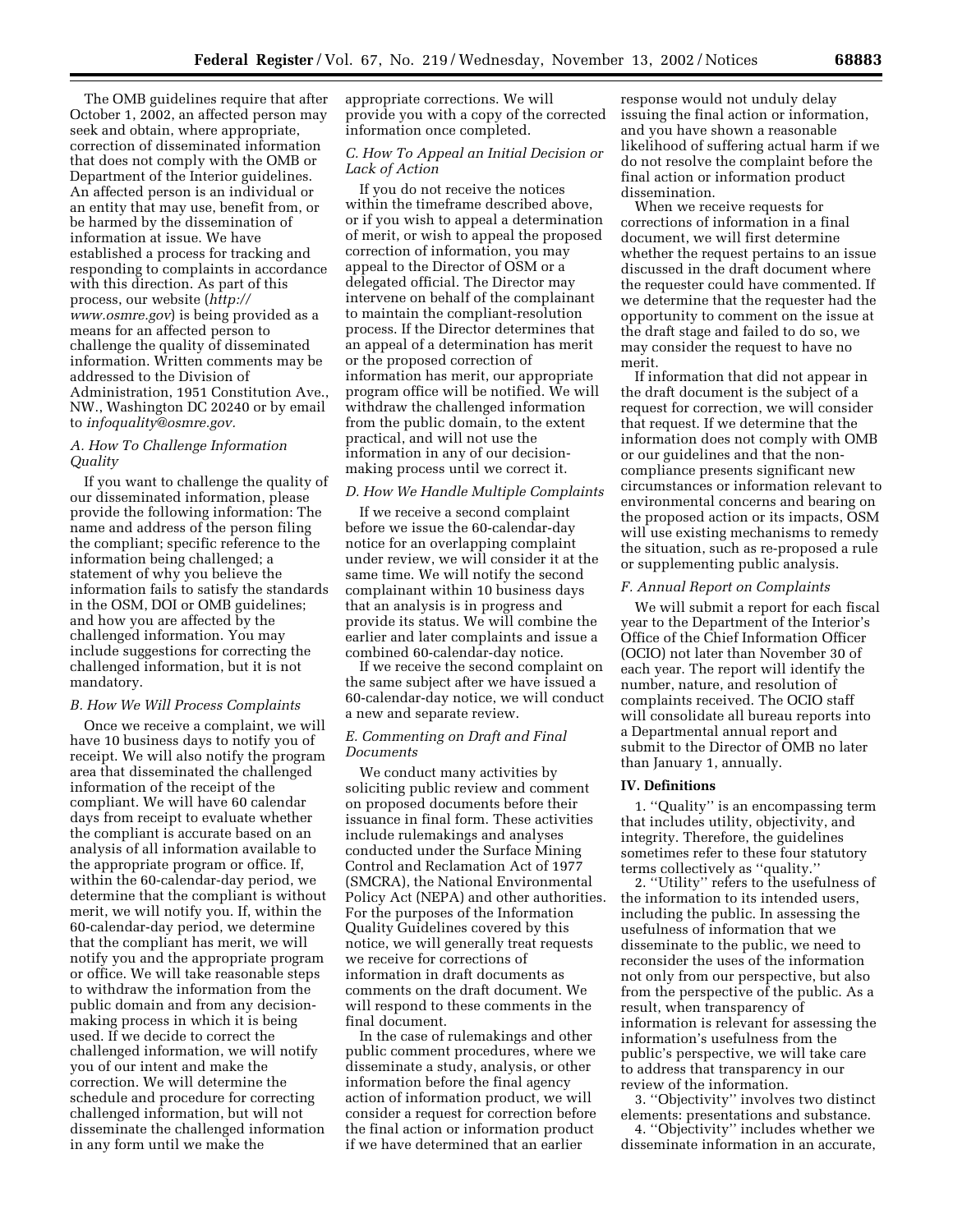The OMB guidelines require that after October 1, 2002, an affected person may seek and obtain, where appropriate, correction of disseminated information that does not comply with the OMB or Department of the Interior guidelines. An affected person is an individual or an entity that may use, benefit from, or be harmed by the dissemination of information at issue. We have established a process for tracking and responding to complaints in accordance with this direction. As part of this process, our website (*http://www.osmre.gov*) is being provided as a means for an affected person to challenge the quality of disseminated information. Written comments may be addressed to the Division of Administration, 1951 Constitution Ave., NW., Washington DC 20240 or by email to *infoquality@osmre.gov.*

### *A. How To Challenge Information Quality*

If you want to challenge the quality of our disseminated information, please provide the following information: The name and address of the person filing the compliant; specific reference to the information being challenged; a statement of why you believe the information fails to satisfy the standards in the OSM, DOI or OMB guidelines; and how you are affected by the challenged information. You may include suggestions for correcting the challenged information, but it is not mandatory.

### *B. How We Will Process Complaints*

Once we receive a complaint, we will have 10 business days to notify you of receipt. We will also notify the program area that disseminated the challenged information of the receipt of the compliant. We will have 60 calendar days from receipt to evaluate whether the compliant is accurate based on an analysis of all information available to the appropriate program or office. If, within the 60-calendar-day period, we determine that the compliant is without merit, we will notify you. If, within the 60-calendar-day period, we determine that the compliant has merit, we will notify you and the appropriate program or office. We will take reasonable steps to withdraw the information from the public domain and from any decision-making process in which it is being used. If we decide to correct the challenged information, we will notify you of our intent and make the correction. We will determine the schedule and procedure for correcting challenged information, but will not disseminate the challenged information in any form until we make the appropriate corrections. We will provide you with a copy of the corrected information once completed.

### *C. How To Appeal an Initial Decision or Lack of Action*

If you do not receive the notices within the timeframe described above, or if you wish to appeal a determination of merit, or wish to appeal the proposed correction of information, you may appeal to the Director of OSM or a delegated official. The Director may intervene on behalf of the complainant to maintain the compliant-resolution process. If the Director determines that an appeal of a determination has merit or the proposed correction of information has merit, our appropriate program office will be notified. We will withdraw the challenged information from the public domain, to the extent practical, and will not use the information in any of our decision-making process until we correct it.

### *D. How We Handle Multiple Complaints*

If we receive a second complaint before we issue the 60-calendar-day notice for an overlapping complaint under review, we will consider it at the same time. We will notify the second complainant within 10 business days that an analysis is in progress and provide its status. We will combine the earlier and later complaints and issue a combined 60-calendar-day notice.

If we receive the second complaint on the same subject after we have issued a 60-calendar-day notice, we will conduct a new and separate review.

### *E. Commenting on Draft and Final Documents*

We conduct many activities by soliciting public review and comment on proposed documents before their issuance in final form. These activities include rulemakings and analyses conducted under the Surface Mining Control and Reclamation Act of 1977 (SMCRA), the National Environmental Policy Act (NEPA) and other authorities. For the purposes of the Information Quality Guidelines covered by this notice, we will generally treat requests we receive for corrections of information in draft documents as comments on the draft document. We will respond to these comments in the final document.

In the case of rulemakings and other public comment procedures, where we disseminate a study, analysis, or other information before the final agency action of information product, we will consider a request for correction before the final action or information product if we have determined that an earlier response would not unduly delay issuing the final action or information, and you have shown a reasonable likelihood of suffering actual harm if we do not resolve the complaint before the final action or information product dissemination.

When we receive requests for corrections of information in a final document, we will first determine whether the request pertains to an issue discussed in the draft document where the requester could have commented. If we determine that the requester had the opportunity to comment on the issue at the draft stage and failed to do so, we may consider the request to have no merit.

If information that did not appear in the draft document is the subject of a request for correction, we will consider that request. If we determine that the information does not comply with OMB or our guidelines and that the non-compliance presents significant new circumstances or information relevant to environmental concerns and bearing on the proposed action or its impacts, OSM will use existing mechanisms to remedy the situation, such as re-proposed a rule or supplementing public analysis.

### *F. Annual Report on Complaints*

We will submit a report for each fiscal year to the Department of the Interior's Office of the Chief Information Officer (OCIO) not later than November 30 of each year. The report will identify the number, nature, and resolution of complaints received. The OCIO staff will consolidate all bureau reports into a Departmental annual report and submit to the Director of OMB no later than January 1, annually.

## IV. Definitions

1. "Quality" is an encompassing term that includes utility, objectivity, and integrity. Therefore, the guidelines sometimes refer to these four statutory terms collectively as "quality."

2. "Utility" refers to the usefulness of the information to its intended users, including the public. In assessing the usefulness of information that we disseminate to the public, we need to reconsider the uses of the information not only from our perspective, but also from the perspective of the public. As a result, when transparency of information is relevant for assessing the information's usefulness from the public's perspective, we will take care to address that transparency in our review of the information.

3. "Objectivity" involves two distinct elements: presentations and substance.

4. "Objectivity" includes whether we disseminate information in an accurate,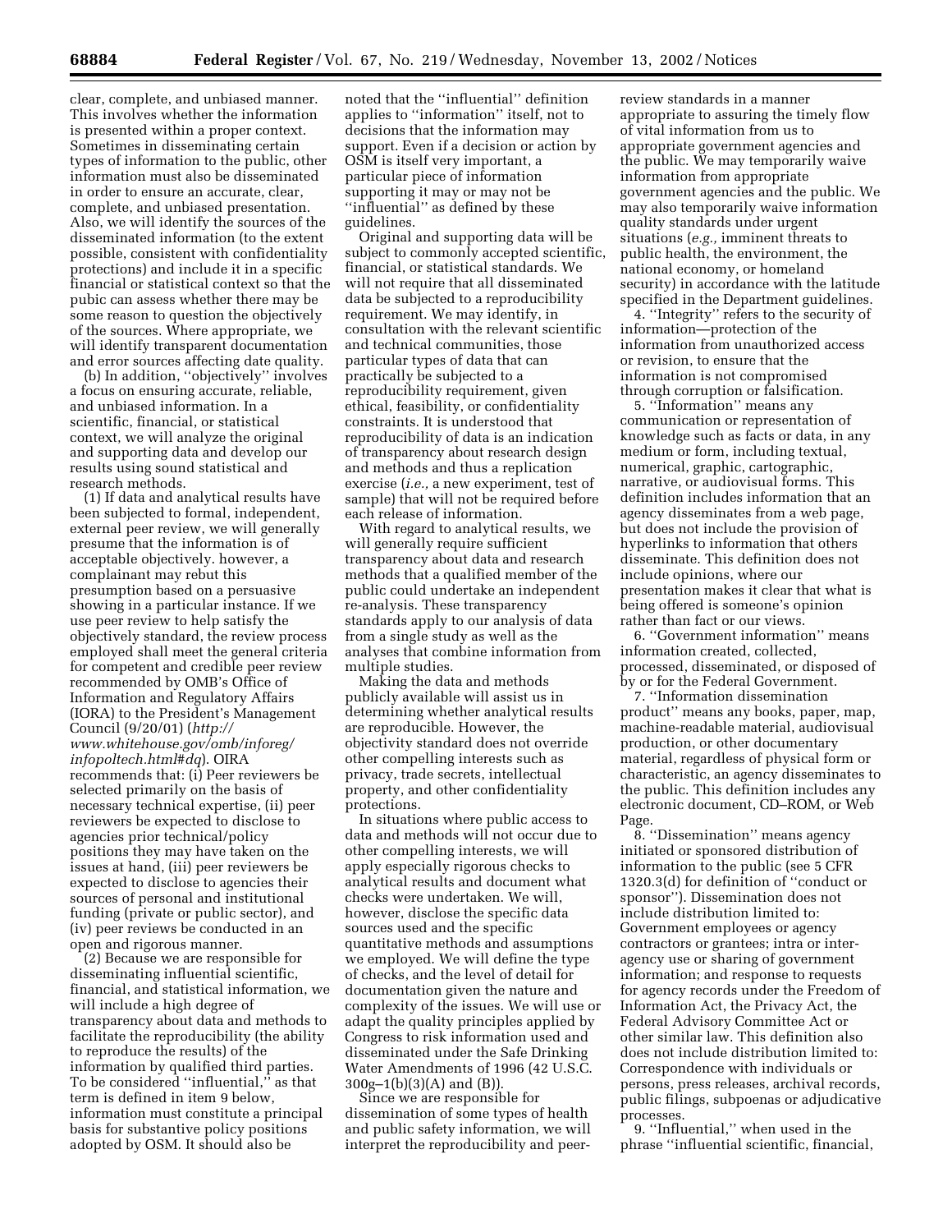clear, complete, and unbiased manner. This involves whether the information is presented within a proper context. Sometimes in disseminating certain types of information to the public, other information must also be disseminated in order to ensure an accurate, clear, complete, and unbiased presentation. Also, we will identify the sources of the disseminated information (to the extent possible, consistent with confidentiality protections) and include it in a specific financial or statistical context so that the pubic can assess whether there may be some reason to question the objectively of the sources. Where appropriate, we will identify transparent documentation and error sources affecting date quality.

(b) In addition, ''objectively'' involves a focus on ensuring accurate, reliable, and unbiased information. In a scientific, financial, or statistical context, we will analyze the original and supporting data and develop our results using sound statistical and research methods.

(1) If data and analytical results have been subjected to formal, independent, external peer review, we will generally presume that the information is of acceptable objectively. however, a complainant may rebut this presumption based on a persuasive showing in a particular instance. If we use peer review to help satisfy the objectively standard, the review process employed shall meet the general criteria for competent and credible peer review recommended by OMB's Office of Information and Regulatory Affairs (IORA) to the President's Management Council (9/20/01) (*http://www.whitehouse.gov/omb/inforeg/infopoltech.html#dq*). OIRA recommends that: (i) Peer reviewers be selected primarily on the basis of necessary technical expertise, (ii) peer reviewers be expected to disclose to agencies prior technical/policy positions they may have taken on the issues at hand, (iii) peer reviewers be expected to disclose to agencies their sources of personal and institutional funding (private or public sector), and (iv) peer reviews be conducted in an open and rigorous manner.

(2) Because we are responsible for disseminating influential scientific, financial, and statistical information, we will include a high degree of transparency about data and methods to facilitate the reproducibility (the ability to reproduce the results) of the information by qualified third parties. To be considered ''influential,'' as that term is defined in item 9 below, information must constitute a principal basis for substantive policy positions adopted by OSM. It should also be noted that the ''influential'' definition applies to ''information'' itself, not to decisions that the information may support. Even if a decision or action by OSM is itself very important, a particular piece of information supporting it may or may not be ''influential'' as defined by these guidelines.

Original and supporting data will be subject to commonly accepted scientific, financial, or statistical standards. We will not require that all disseminated data be subjected to a reproducibility requirement. We may identify, in consultation with the relevant scientific and technical communities, those particular types of data that can practically be subjected to a reproducibility requirement, given ethical, feasibility, or confidentiality constraints. It is understood that reproducibility of data is an indication of transparency about research design and methods and thus a replication exercise (*i.e.,* a new experiment, test of sample) that will not be required before each release of information.

With regard to analytical results, we will generally require sufficient transparency about data and research methods that a qualified member of the public could undertake an independent re-analysis. These transparency standards apply to our analysis of data from a single study as well as the analyses that combine information from multiple studies.

Making the data and methods publicly available will assist us in determining whether analytical results are reproducible. However, the objectivity standard does not override other compelling interests such as privacy, trade secrets, intellectual property, and other confidentiality protections.

In situations where public access to data and methods will not occur due to other compelling interests, we will apply especially rigorous checks to analytical results and document what checks were undertaken. We will, however, disclose the specific data sources used and the specific quantitative methods and assumptions we employed. We will define the type of checks, and the level of detail for documentation given the nature and complexity of the issues. We will use or adapt the quality principles applied by Congress to risk information used and disseminated under the Safe Drinking Water Amendments of 1996 (42 U.S.C. 300g–1(b)(3)(A) and (B)).

Since we are responsible for dissemination of some types of health and public safety information, we will interpret the reproducibility and peer-review standards in a manner appropriate to assuring the timely flow of vital information from us to appropriate government agencies and the public. We may temporarily waive information from appropriate government agencies and the public. We may also temporarily waive information quality standards under urgent situations (*e.g.,* imminent threats to public health, the environment, the national economy, or homeland security) in accordance with the latitude specified in the Department guidelines.

4. ''Integrity'' refers to the security of information—protection of the information from unauthorized access or revision, to ensure that the information is not compromised through corruption or falsification.

5. ''Information'' means any communication or representation of knowledge such as facts or data, in any medium or form, including textual, numerical, graphic, cartographic, narrative, or audiovisual forms. This definition includes information that an agency disseminates from a web page, but does not include the provision of hyperlinks to information that others disseminate. This definition does not include opinions, where our presentation makes it clear that what is being offered is someone's opinion rather than fact or our views.

6. ''Government information'' means information created, collected, processed, disseminated, or disposed of by or for the Federal Government.

7. ''Information dissemination product'' means any books, paper, map, machine-readable material, audiovisual production, or other documentary material, regardless of physical form or characteristic, an agency disseminates to the public. This definition includes any electronic document, CD–ROM, or Web Page.

8. ''Dissemination'' means agency initiated or sponsored distribution of information to the public (see 5 CFR 1320.3(d) for definition of ''conduct or sponsor''). Dissemination does not include distribution limited to: Government employees or agency contractors or grantees; intra or inter-agency use or sharing of government information; and response to requests for agency records under the Freedom of Information Act, the Privacy Act, the Federal Advisory Committee Act or other similar law. This definition also does not include distribution limited to: Correspondence with individuals or persons, press releases, archival records, public filings, subpoenas or adjudicative processes.

9. ''Influential,'' when used in the phrase ''influential scientific, financial,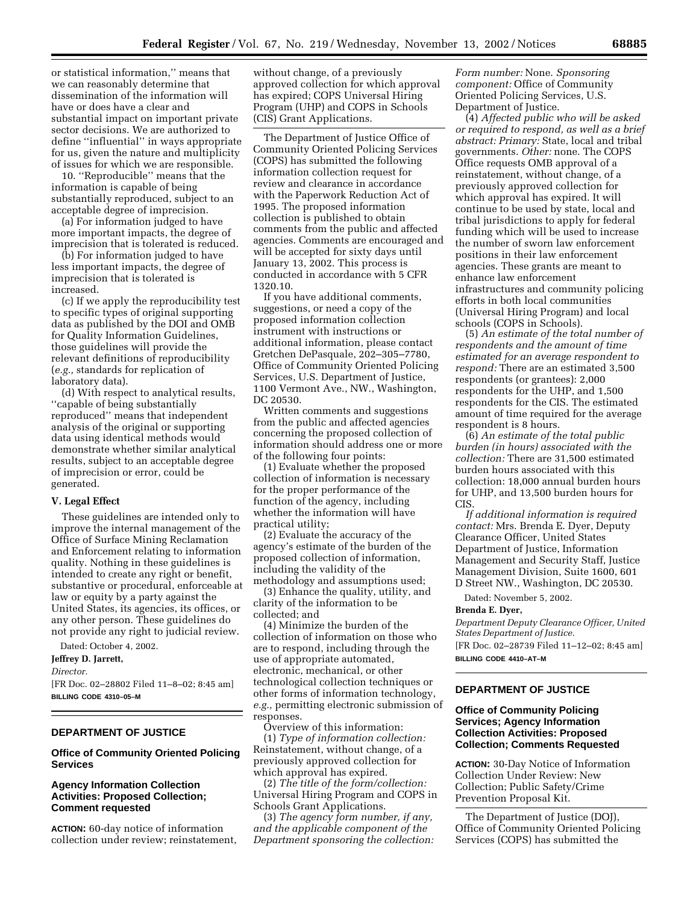or statistical information,'' means that we can reasonably determine that dissemination of the information will have or does have a clear and substantial impact on important private sector decisions. We are authorized to define ''influential'' in ways appropriate for us, given the nature and multiplicity of issues for which we are responsible.

10. ''Reproducible'' means that the information is capable of being substantially reproduced, subject to an acceptable degree of imprecision.

(a) For information judged to have more important impacts, the degree of imprecision that is tolerated is reduced.

(b) For information judged to have less important impacts, the degree of imprecision that is tolerated is increased.

(c) If we apply the reproducibility test to specific types of original supporting data as published by the DOI and OMB for Quality Information Guidelines, those guidelines will provide the relevant definitions of reproducibility (*e.g.,* standards for replication of laboratory data).

(d) With respect to analytical results, ''capable of being substantially reproduced'' means that independent analysis of the original or supporting data using identical methods would demonstrate whether similar analytical results, subject to an acceptable degree of imprecision or error, could be generated.

**V. Legal Effect**

These guidelines are intended only to improve the internal management of the Office of Surface Mining Reclamation and Enforcement relating to information quality. Nothing in these guidelines is intended to create any right or benefit, substantive or procedural, enforceable at law or equity by a party against the United States, its agencies, its offices, or any other person. These guidelines do not provide any right to judicial review.

Dated: October 4, 2002.

**Jeffrey D. Jarrett,**

*Director.*

[FR Doc. 02–28802 Filed 11–8–02; 8:45 am]

**BILLING CODE 4310–05–M**

## DEPARTMENT OF JUSTICE

### Office of Community Oriented Policing Services

### Agency Information Collection Activities: Proposed Collection; Comment requested

**ACTION:** 60-day notice of information collection under review; reinstatement, without change, of a previously approved collection for which approval has expired; COPS Universal Hiring Program (UHP) and COPS in Schools (CIS) Grant Applications.

The Department of Justice Office of Community Oriented Policing Services (COPS) has submitted the following information collection request for review and clearance in accordance with the Paperwork Reduction Act of 1995. The proposed information collection is published to obtain comments from the public and affected agencies. Comments are encouraged and will be accepted for sixty days until January 13, 2002. This process is conducted in accordance with 5 CFR 1320.10.

If you have additional comments, suggestions, or need a copy of the proposed information collection instrument with instructions or additional information, please contact Gretchen DePasquale, 202–305–7780, Office of Community Oriented Policing Services, U.S. Department of Justice, 1100 Vermont Ave., NW., Washington, DC 20530.

Written comments and suggestions from the public and affected agencies concerning the proposed collection of information should address one or more of the following four points:

(1) Evaluate whether the proposed collection of information is necessary for the proper performance of the function of the agency, including whether the information will have practical utility;

(2) Evaluate the accuracy of the agency's estimate of the burden of the proposed collection of information, including the validity of the methodology and assumptions used;

(3) Enhance the quality, utility, and clarity of the information to be collected; and

(4) Minimize the burden of the collection of information on those who are to respond, including through the use of appropriate automated, electronic, mechanical, or other technological collection techniques or other forms of information technology, *e.g.,* permitting electronic submission of responses.

Overview of this information:

(1) *Type of information collection:* Reinstatement, without change, of a previously approved collection for which approval has expired.

(2) *The title of the form/collection:* Universal Hiring Program and COPS in Schools Grant Applications.

(3) *The agency form number, if any, and the applicable component of the Department sponsoring the collection:* Form number: None. *Sponsoring component:* Office of Community Oriented Policing Services, U.S. Department of Justice.

(4) *Affected public who will be asked or required to respond, as well as a brief abstract: Primary:* State, local and tribal governments. *Other:* none. The COPS Office requests OMB approval of a reinstatement, without change, of a previously approved collection for which approval has expired. It will continue to be used by state, local and tribal jurisdictions to apply for federal funding which will be used to increase the number of sworn law enforcement positions in their law enforcement agencies. These grants are meant to enhance law enforcement infrastructures and community policing efforts in both local communities (Universal Hiring Program) and local schools (COPS in Schools).

(5) *An estimate of the total number of respondents and the amount of time estimated for an average respondent to respond:* There are an estimated 3,500 respondents (or grantees): 2,000 respondents for the UHP, and 1,500 respondents for the CIS. The estimated amount of time required for the average respondent is 8 hours.

(6) *An estimate of the total public burden (in hours) associated with the collection:* There are 31,500 estimated burden hours associated with this collection: 18,000 annual burden hours for UHP, and 13,500 burden hours for CIS.

*If additional information is required contact:* Mrs. Brenda E. Dyer, Deputy Clearance Officer, United States Department of Justice, Information Management and Security Staff, Justice Management Division, Suite 1600, 601 D Street NW., Washington, DC 20530.

Dated: November 5, 2002.

**Brenda E. Dyer,**

*Department Deputy Clearance Officer, United States Department of Justice.*

[FR Doc. 02–28739 Filed 11–12–02; 8:45 am]

**BILLING CODE 4410–AT–M**

## DEPARTMENT OF JUSTICE

### Office of Community Policing Services; Agency Information Collection Activities: Proposed Collection; Comments Requested

**ACTION:** 30-Day Notice of Information Collection Under Review: New Collection; Public Safety/Crime Prevention Proposal Kit.

The Department of Justice (DOJ), Office of Community Oriented Policing Services (COPS) has submitted the